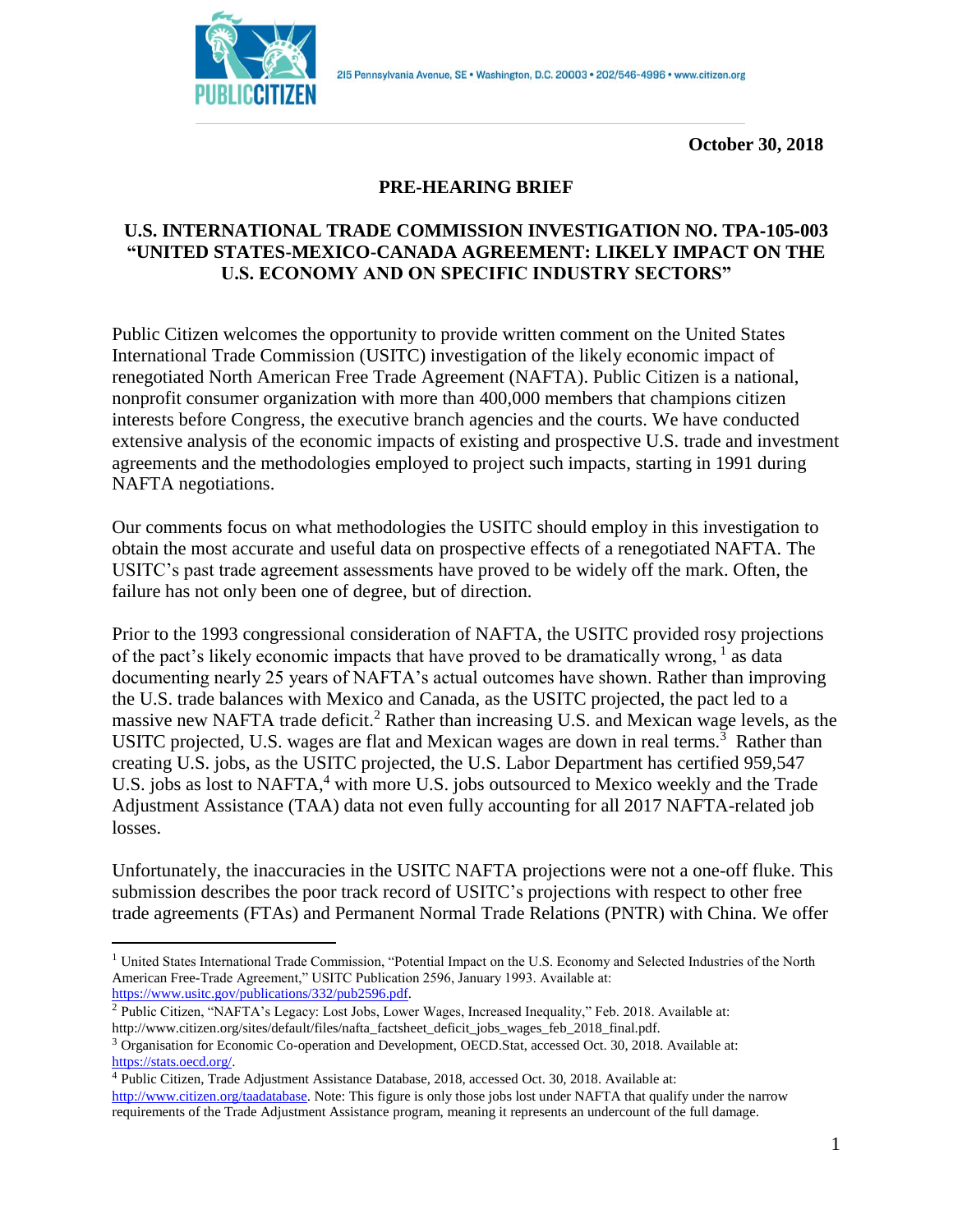215 Pennsylvania Avenue, SE • Washington, D.C. 20003 • 202/546-4996 • www.citizen.org

**October 30, 2018**

# PRE-HEARING BRIEF

## U.S. INTERNATIONAL TRADE COMMISSION INVESTIGATION NO. TPA-105-003 "UNITED STATES-MEXICO-CANADA AGREEMENT: LIKELY IMPACT ON THE U.S. ECONOMY AND ON SPECIFIC INDUSTRY SECTORS"

Public Citizen welcomes the opportunity to provide written comment on the United States International Trade Commission (USITC) investigation of the likely economic impact of renegotiated North American Free Trade Agreement (NAFTA). Public Citizen is a national, nonprofit consumer organization with more than 400,000 members that champions citizen interests before Congress, the executive branch agencies and the courts. We have conducted extensive analysis of the economic impacts of existing and prospective U.S. trade and investment agreements and the methodologies employed to project such impacts, starting in 1991 during NAFTA negotiations.

Our comments focus on what methodologies the USITC should employ in this investigation to obtain the most accurate and useful data on prospective effects of a renegotiated NAFTA. The USITC's past trade agreement assessments have proved to be widely off the mark. Often, the failure has not only been one of degree, but of direction.

Prior to the 1993 congressional consideration of NAFTA, the USITC provided rosy projections of the pact's likely economic impacts that have proved to be dramatically wrong, [1] as data documenting nearly 25 years of NAFTA's actual outcomes have shown. Rather than improving the U.S. trade balances with Mexico and Canada, as the USITC projected, the pact led to a massive new NAFTA trade deficit.[2] Rather than increasing U.S. and Mexican wage levels, as the USITC projected, U.S. wages are flat and Mexican wages are down in real terms.[3] Rather than creating U.S. jobs, as the USITC projected, the U.S. Labor Department has certified 959,547 U.S. jobs as lost to NAFTA,[4] with more U.S. jobs outsourced to Mexico weekly and the Trade Adjustment Assistance (TAA) data not even fully accounting for all 2017 NAFTA-related job losses.

Unfortunately, the inaccuracies in the USITC NAFTA projections were not a one-off fluke. This submission describes the poor track record of USITC's projections with respect to other free trade agreements (FTAs) and Permanent Normal Trade Relations (PNTR) with China. We offer

---

[1] United States International Trade Commission, "Potential Impact on the U.S. Economy and Selected Industries of the North American Free-Trade Agreement," USITC Publication 2596, January 1993. Available at: https://www.usitc.gov/publications/332/pub2596.pdf.

[2] Public Citizen, "NAFTA's Legacy: Lost Jobs, Lower Wages, Increased Inequality," Feb. 2018. Available at: http://www.citizen.org/sites/default/files/nafta_factsheet_deficit_jobs_wages_feb_2018_final.pdf.

[3] Organisation for Economic Co-operation and Development, OECD.Stat, accessed Oct. 30, 2018. Available at: https://stats.oecd.org/.

[4] Public Citizen, Trade Adjustment Assistance Database, 2018, accessed Oct. 30, 2018. Available at: http://www.citizen.org/taadatabase. Note: This figure is only those jobs lost under NAFTA that qualify under the narrow requirements of the Trade Adjustment Assistance program, meaning it represents an undercount of the full damage.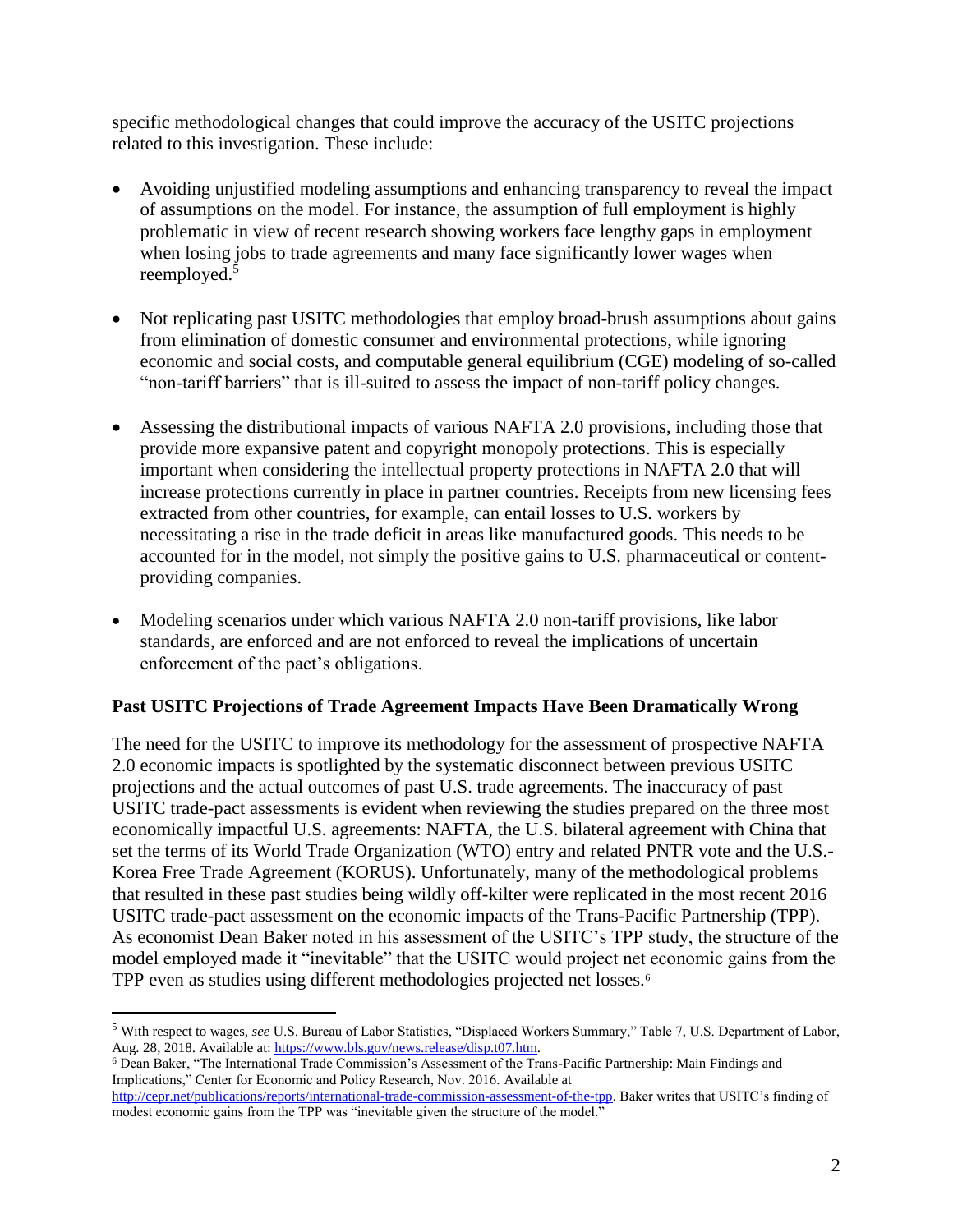specific methodological changes that could improve the accuracy of the USITC projections related to this investigation. These include:

- Avoiding unjustified modeling assumptions and enhancing transparency to reveal the impact of assumptions on the model. For instance, the assumption of full employment is highly problematic in view of recent research showing workers face lengthy gaps in employment when losing jobs to trade agreements and many face significantly lower wages when reemployed.[5]

- Not replicating past USITC methodologies that employ broad-brush assumptions about gains from elimination of domestic consumer and environmental protections, while ignoring economic and social costs, and computable general equilibrium (CGE) modeling of so-called "non-tariff barriers" that is ill-suited to assess the impact of non-tariff policy changes.

- Assessing the distributional impacts of various NAFTA 2.0 provisions, including those that provide more expansive patent and copyright monopoly protections. This is especially important when considering the intellectual property protections in NAFTA 2.0 that will increase protections currently in place in partner countries. Receipts from new licensing fees extracted from other countries, for example, can entail losses to U.S. workers by necessitating a rise in the trade deficit in areas like manufactured goods. This needs to be accounted for in the model, not simply the positive gains to U.S. pharmaceutical or content-providing companies.

- Modeling scenarios under which various NAFTA 2.0 non-tariff provisions, like labor standards, are enforced and are not enforced to reveal the implications of uncertain enforcement of the pact's obligations.

## Past USITC Projections of Trade Agreement Impacts Have Been Dramatically Wrong

The need for the USITC to improve its methodology for the assessment of prospective NAFTA 2.0 economic impacts is spotlighted by the systematic disconnect between previous USITC projections and the actual outcomes of past U.S. trade agreements. The inaccuracy of past USITC trade-pact assessments is evident when reviewing the studies prepared on the three most economically impactful U.S. agreements: NAFTA, the U.S. bilateral agreement with China that set the terms of its World Trade Organization (WTO) entry and related PNTR vote and the U.S.-Korea Free Trade Agreement (KORUS). Unfortunately, many of the methodological problems that resulted in these past studies being wildly off-kilter were replicated in the most recent 2016 USITC trade-pact assessment on the economic impacts of the Trans-Pacific Partnership (TPP). As economist Dean Baker noted in his assessment of the USITC's TPP study, the structure of the model employed made it "inevitable" that the USITC would project net economic gains from the TPP even as studies using different methodologies projected net losses.[6]

---

[5] With respect to wages, *see* U.S. Bureau of Labor Statistics, "Displaced Workers Summary," Table 7, U.S. Department of Labor, Aug. 28, 2018. Available at: https://www.bls.gov/news.release/disp.t07.htm.

[6] Dean Baker, "The International Trade Commission's Assessment of the Trans-Pacific Partnership: Main Findings and Implications," Center for Economic and Policy Research, Nov. 2016. Available at http://cepr.net/publications/reports/international-trade-commission-assessment-of-the-tpp. Baker writes that USITC's finding of modest economic gains from the TPP was "inevitable given the structure of the model."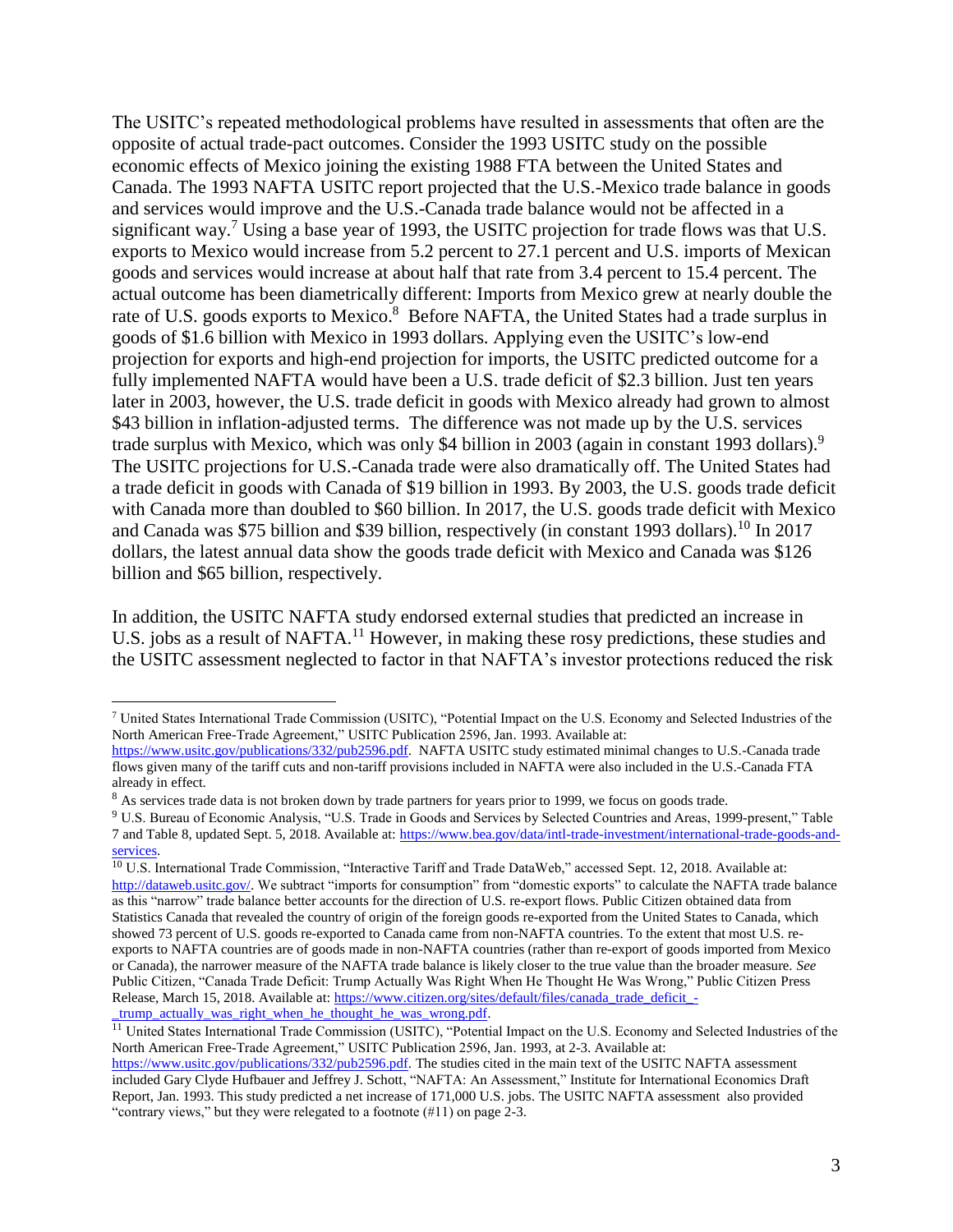The USITC's repeated methodological problems have resulted in assessments that often are the opposite of actual trade-pact outcomes. Consider the 1993 USITC study on the possible economic effects of Mexico joining the existing 1988 FTA between the United States and Canada. The 1993 NAFTA USITC report projected that the U.S.-Mexico trade balance in goods and services would improve and the U.S.-Canada trade balance would not be affected in a significant way.[7] Using a base year of 1993, the USITC projection for trade flows was that U.S. exports to Mexico would increase from 5.2 percent to 27.1 percent and U.S. imports of Mexican goods and services would increase at about half that rate from 3.4 percent to 15.4 percent. The actual outcome has been diametrically different: Imports from Mexico grew at nearly double the rate of U.S. goods exports to Mexico.[8] Before NAFTA, the United States had a trade surplus in goods of $1.6 billion with Mexico in 1993 dollars. Applying even the USITC's low-end projection for exports and high-end projection for imports, the USITC predicted outcome for a fully implemented NAFTA would have been a U.S. trade deficit of $2.3 billion. Just ten years later in 2003, however, the U.S. trade deficit in goods with Mexico already had grown to almost $43 billion in inflation-adjusted terms. The difference was not made up by the U.S. services trade surplus with Mexico, which was only $4 billion in 2003 (again in constant 1993 dollars).[9] The USITC projections for U.S.-Canada trade were also dramatically off. The United States had a trade deficit in goods with Canada of $19 billion in 1993. By 2003, the U.S. goods trade deficit with Canada more than doubled to $60 billion. In 2017, the U.S. goods trade deficit with Mexico and Canada was $75 billion and $39 billion, respectively (in constant 1993 dollars).[10] In 2017 dollars, the latest annual data show the goods trade deficit with Mexico and Canada was $126 billion and $65 billion, respectively.

In addition, the USITC NAFTA study endorsed external studies that predicted an increase in U.S. jobs as a result of NAFTA.[11] However, in making these rosy predictions, these studies and the USITC assessment neglected to factor in that NAFTA's investor protections reduced the risk

---

[7] United States International Trade Commission (USITC), "Potential Impact on the U.S. Economy and Selected Industries of the North American Free-Trade Agreement," USITC Publication 2596, Jan. 1993. Available at: https://www.usitc.gov/publications/332/pub2596.pdf. NAFTA USITC study estimated minimal changes to U.S.-Canada trade flows given many of the tariff cuts and non-tariff provisions included in NAFTA were also included in the U.S.-Canada FTA already in effect.

[8] As services trade data is not broken down by trade partners for years prior to 1999, we focus on goods trade.

[9] U.S. Bureau of Economic Analysis, "U.S. Trade in Goods and Services by Selected Countries and Areas, 1999-present," Table 7 and Table 8, updated Sept. 5, 2018. Available at: https://www.bea.gov/data/intl-trade-investment/international-trade-goods-and-services.

[10] U.S. International Trade Commission, "Interactive Tariff and Trade DataWeb," accessed Sept. 12, 2018. Available at: http://dataweb.usitc.gov/. We subtract "imports for consumption" from "domestic exports" to calculate the NAFTA trade balance as this "narrow" trade balance better accounts for the direction of U.S. re-export flows. Public Citizen obtained data from Statistics Canada that revealed the country of origin of the foreign goods re-exported from the United States to Canada, which showed 73 percent of U.S. goods re-exported to Canada came from non-NAFTA countries. To the extent that most U.S. re-exports to NAFTA countries are of goods made in non-NAFTA countries (rather than re-export of goods imported from Mexico or Canada), the narrower measure of the NAFTA trade balance is likely closer to the true value than the broader measure. *See* Public Citizen, "Canada Trade Deficit: Trump Actually Was Right When He Thought He Was Wrong," Public Citizen Press Release, March 15, 2018. Available at: https://www.citizen.org/sites/default/files/canada_trade_deficit_-_trump_actually_was_right_when_he_thought_he_was_wrong.pdf.

[11] United States International Trade Commission (USITC), "Potential Impact on the U.S. Economy and Selected Industries of the North American Free-Trade Agreement," USITC Publication 2596, Jan. 1993, at 2-3. Available at: https://www.usitc.gov/publications/332/pub2596.pdf. The studies cited in the main text of the USITC NAFTA assessment included Gary Clyde Hufbauer and Jeffrey J. Schott, "NAFTA: An Assessment," Institute for International Economics Draft Report, Jan. 1993. This study predicted a net increase of 171,000 U.S. jobs. The USITC NAFTA assessment also provided "contrary views," but they were relegated to a footnote (#11) on page 2-3.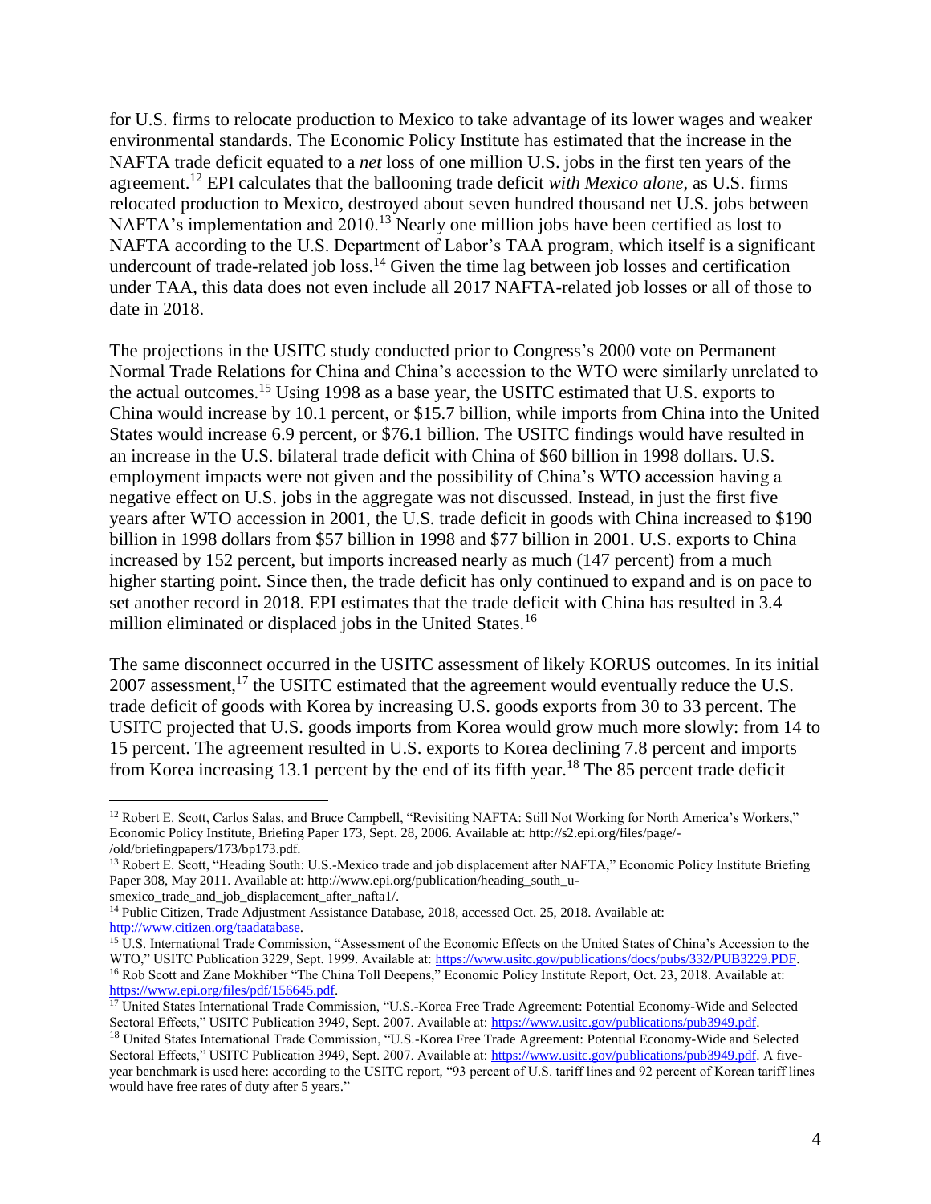for U.S. firms to relocate production to Mexico to take advantage of its lower wages and weaker environmental standards. The Economic Policy Institute has estimated that the increase in the NAFTA trade deficit equated to a *net* loss of one million U.S. jobs in the first ten years of the agreement.[12] EPI calculates that the ballooning trade deficit *with Mexico alone*, as U.S. firms relocated production to Mexico, destroyed about seven hundred thousand net U.S. jobs between NAFTA's implementation and 2010.[13] Nearly one million jobs have been certified as lost to NAFTA according to the U.S. Department of Labor's TAA program, which itself is a significant undercount of trade-related job loss.[14] Given the time lag between job losses and certification under TAA, this data does not even include all 2017 NAFTA-related job losses or all of those to date in 2018.

The projections in the USITC study conducted prior to Congress's 2000 vote on Permanent Normal Trade Relations for China and China's accession to the WTO were similarly unrelated to the actual outcomes.[15] Using 1998 as a base year, the USITC estimated that U.S. exports to China would increase by 10.1 percent, or $15.7 billion, while imports from China into the United States would increase 6.9 percent, or $76.1 billion. The USITC findings would have resulted in an increase in the U.S. bilateral trade deficit with China of $60 billion in 1998 dollars. U.S. employment impacts were not given and the possibility of China's WTO accession having a negative effect on U.S. jobs in the aggregate was not discussed. Instead, in just the first five years after WTO accession in 2001, the U.S. trade deficit in goods with China increased to $190 billion in 1998 dollars from $57 billion in 1998 and $77 billion in 2001. U.S. exports to China increased by 152 percent, but imports increased nearly as much (147 percent) from a much higher starting point. Since then, the trade deficit has only continued to expand and is on pace to set another record in 2018. EPI estimates that the trade deficit with China has resulted in 3.4 million eliminated or displaced jobs in the United States.[16]

The same disconnect occurred in the USITC assessment of likely KORUS outcomes. In its initial 2007 assessment,[17] the USITC estimated that the agreement would eventually reduce the U.S. trade deficit of goods with Korea by increasing U.S. goods exports from 30 to 33 percent. The USITC projected that U.S. goods imports from Korea would grow much more slowly: from 14 to 15 percent. The agreement resulted in U.S. exports to Korea declining 7.8 percent and imports from Korea increasing 13.1 percent by the end of its fifth year.[18] The 85 percent trade deficit

---

[12] Robert E. Scott, Carlos Salas, and Bruce Campbell, "Revisiting NAFTA: Still Not Working for North America's Workers," Economic Policy Institute, Briefing Paper 173, Sept. 28, 2006. Available at: http://s2.epi.org/files/page/-/old/briefingpapers/173/bp173.pdf.

[13] Robert E. Scott, "Heading South: U.S.-Mexico trade and job displacement after NAFTA," Economic Policy Institute Briefing Paper 308, May 2011. Available at: http://www.epi.org/publication/heading_south_u-smexico_trade_and_job_displacement_after_nafta1/.

[14] Public Citizen, Trade Adjustment Assistance Database, 2018, accessed Oct. 25, 2018. Available at: http://www.citizen.org/taadatabase.

[15] U.S. International Trade Commission, "Assessment of the Economic Effects on the United States of China's Accession to the WTO," USITC Publication 3229, Sept. 1999. Available at: https://www.usitc.gov/publications/docs/pubs/332/PUB3229.PDF.

[16] Rob Scott and Zane Mokhiber "The China Toll Deepens," Economic Policy Institute Report, Oct. 23, 2018. Available at: https://www.epi.org/files/pdf/156645.pdf.

[17] United States International Trade Commission, "U.S.-Korea Free Trade Agreement: Potential Economy-Wide and Selected Sectoral Effects," USITC Publication 3949, Sept. 2007. Available at: https://www.usitc.gov/publications/pub3949.pdf.

[18] United States International Trade Commission, "U.S.-Korea Free Trade Agreement: Potential Economy-Wide and Selected Sectoral Effects," USITC Publication 3949, Sept. 2007. Available at: https://www.usitc.gov/publications/pub3949.pdf. A five-year benchmark is used here: according to the USITC report, "93 percent of U.S. tariff lines and 92 percent of Korean tariff lines would have free rates of duty after 5 years."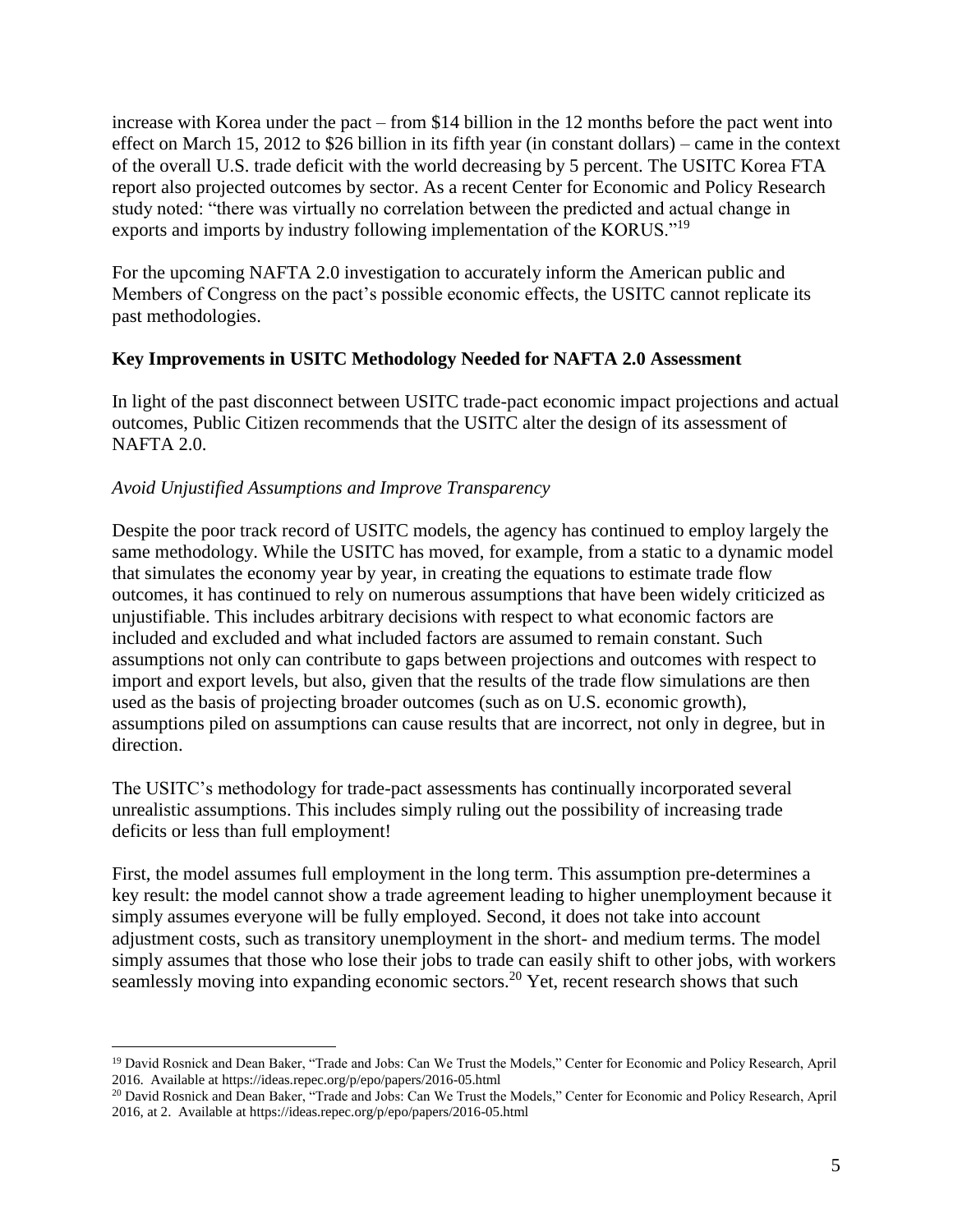increase with Korea under the pact – from $14 billion in the 12 months before the pact went into effect on March 15, 2012 to $26 billion in its fifth year (in constant dollars) – came in the context of the overall U.S. trade deficit with the world decreasing by 5 percent. The USITC Korea FTA report also projected outcomes by sector. As a recent Center for Economic and Policy Research study noted: "there was virtually no correlation between the predicted and actual change in exports and imports by industry following implementation of the KORUS."[19]

For the upcoming NAFTA 2.0 investigation to accurately inform the American public and Members of Congress on the pact's possible economic effects, the USITC cannot replicate its past methodologies.

**Key Improvements in USITC Methodology Needed for NAFTA 2.0 Assessment**

In light of the past disconnect between USITC trade-pact economic impact projections and actual outcomes, Public Citizen recommends that the USITC alter the design of its assessment of NAFTA 2.0.

*Avoid Unjustified Assumptions and Improve Transparency*

Despite the poor track record of USITC models, the agency has continued to employ largely the same methodology. While the USITC has moved, for example, from a static to a dynamic model that simulates the economy year by year, in creating the equations to estimate trade flow outcomes, it has continued to rely on numerous assumptions that have been widely criticized as unjustifiable. This includes arbitrary decisions with respect to what economic factors are included and excluded and what included factors are assumed to remain constant. Such assumptions not only can contribute to gaps between projections and outcomes with respect to import and export levels, but also, given that the results of the trade flow simulations are then used as the basis of projecting broader outcomes (such as on U.S. economic growth), assumptions piled on assumptions can cause results that are incorrect, not only in degree, but in direction.

The USITC's methodology for trade-pact assessments has continually incorporated several unrealistic assumptions. This includes simply ruling out the possibility of increasing trade deficits or less than full employment!

First, the model assumes full employment in the long term. This assumption pre-determines a key result: the model cannot show a trade agreement leading to higher unemployment because it simply assumes everyone will be fully employed. Second, it does not take into account adjustment costs, such as transitory unemployment in the short- and medium terms. The model simply assumes that those who lose their jobs to trade can easily shift to other jobs, with workers seamlessly moving into expanding economic sectors.[20] Yet, recent research shows that such

---

[19] David Rosnick and Dean Baker, "Trade and Jobs: Can We Trust the Models," Center for Economic and Policy Research, April 2016. Available at https://ideas.repec.org/p/epo/papers/2016-05.html

[20] David Rosnick and Dean Baker, "Trade and Jobs: Can We Trust the Models," Center for Economic and Policy Research, April 2016, at 2. Available at https://ideas.repec.org/p/epo/papers/2016-05.html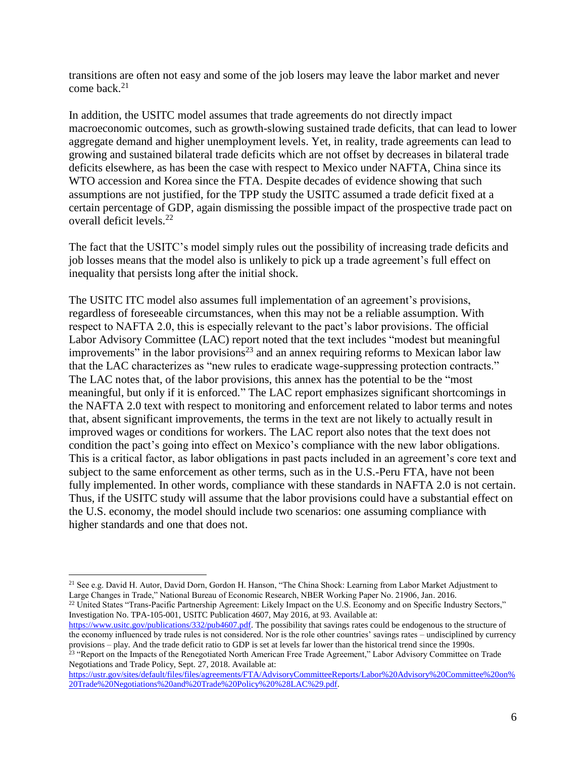transitions are often not easy and some of the job losers may leave the labor market and never come back.[21]

In addition, the USITC model assumes that trade agreements do not directly impact macroeconomic outcomes, such as growth-slowing sustained trade deficits, that can lead to lower aggregate demand and higher unemployment levels. Yet, in reality, trade agreements can lead to growing and sustained bilateral trade deficits which are not offset by decreases in bilateral trade deficits elsewhere, as has been the case with respect to Mexico under NAFTA, China since its WTO accession and Korea since the FTA. Despite decades of evidence showing that such assumptions are not justified, for the TPP study the USITC assumed a trade deficit fixed at a certain percentage of GDP, again dismissing the possible impact of the prospective trade pact on overall deficit levels.[22]

The fact that the USITC's model simply rules out the possibility of increasing trade deficits and job losses means that the model also is unlikely to pick up a trade agreement's full effect on inequality that persists long after the initial shock.

The USITC ITC model also assumes full implementation of an agreement's provisions, regardless of foreseeable circumstances, when this may not be a reliable assumption. With respect to NAFTA 2.0, this is especially relevant to the pact's labor provisions. The official Labor Advisory Committee (LAC) report noted that the text includes "modest but meaningful improvements" in the labor provisions[23] and an annex requiring reforms to Mexican labor law that the LAC characterizes as "new rules to eradicate wage-suppressing protection contracts." The LAC notes that, of the labor provisions, this annex has the potential to be the "most meaningful, but only if it is enforced." The LAC report emphasizes significant shortcomings in the NAFTA 2.0 text with respect to monitoring and enforcement related to labor terms and notes that, absent significant improvements, the terms in the text are not likely to actually result in improved wages or conditions for workers. The LAC report also notes that the text does not condition the pact's going into effect on Mexico's compliance with the new labor obligations. This is a critical factor, as labor obligations in past pacts included in an agreement's core text and subject to the same enforcement as other terms, such as in the U.S.-Peru FTA, have not been fully implemented. In other words, compliance with these standards in NAFTA 2.0 is not certain. Thus, if the USITC study will assume that the labor provisions could have a substantial effect on the U.S. economy, the model should include two scenarios: one assuming compliance with higher standards and one that does not.

---

[21] See e.g. David H. Autor, David Dorn, Gordon H. Hanson, "The China Shock: Learning from Labor Market Adjustment to Large Changes in Trade," National Bureau of Economic Research, NBER Working Paper No. 21906, Jan. 2016.

[22] United States "Trans-Pacific Partnership Agreement: Likely Impact on the U.S. Economy and on Specific Industry Sectors," Investigation No. TPA-105-001, USITC Publication 4607, May 2016, at 93. Available at: https://www.usitc.gov/publications/332/pub4607.pdf. The possibility that savings rates could be endogenous to the structure of the economy influenced by trade rules is not considered. Nor is the role other countries' savings rates – undisciplined by currency provisions – play. And the trade deficit ratio to GDP is set at levels far lower than the historical trend since the 1990s.

[23] "Report on the Impacts of the Renegotiated North American Free Trade Agreement," Labor Advisory Committee on Trade Negotiations and Trade Policy, Sept. 27, 2018. Available at: https://ustr.gov/sites/default/files/files/agreements/FTA/AdvisoryCommitteeReports/Labor%20Advisory%20Committee%20on%20Trade%20Negotiations%20and%20Trade%20Policy%20%28LAC%29.pdf.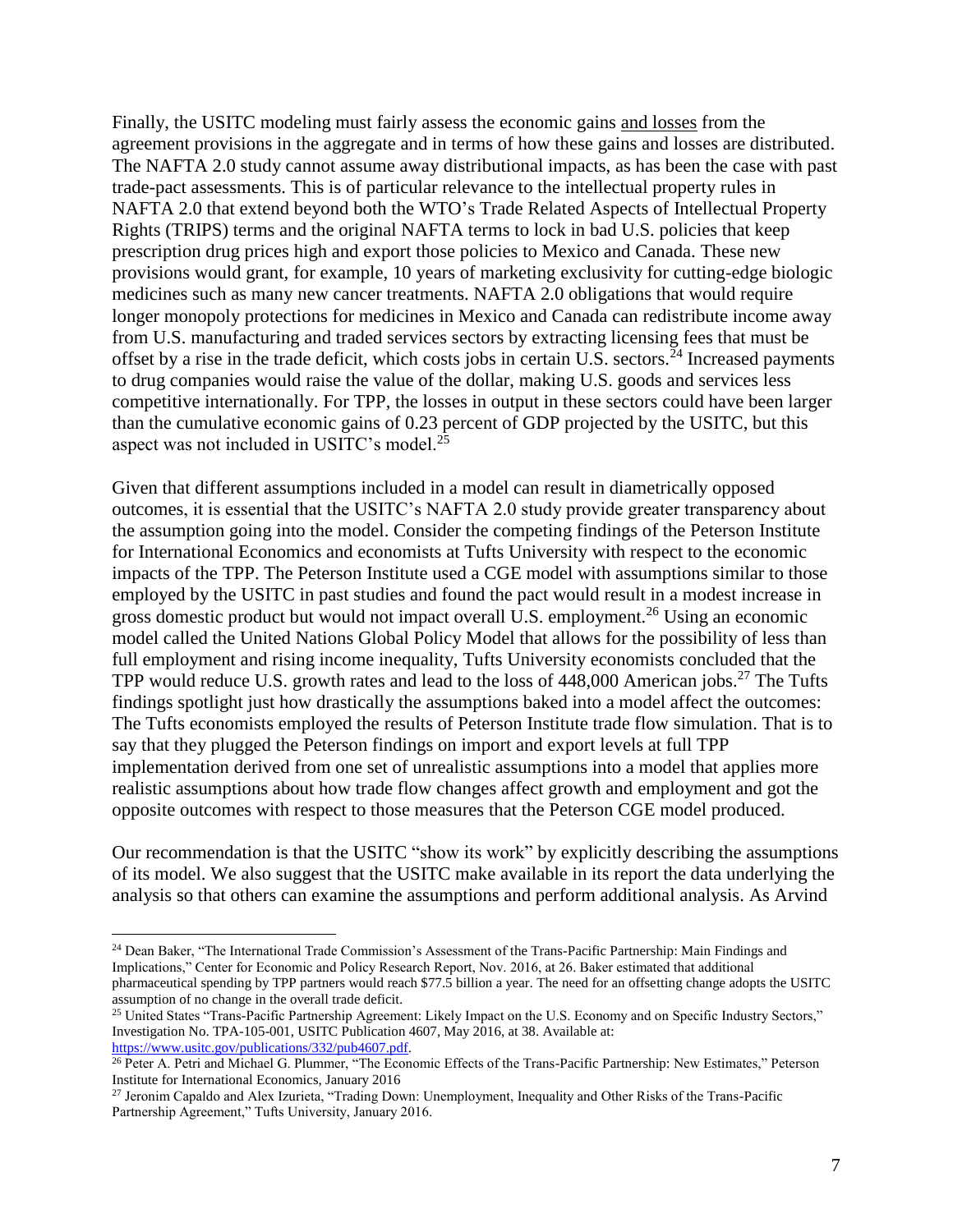Finally, the USITC modeling must fairly assess the economic gains and losses from the agreement provisions in the aggregate and in terms of how these gains and losses are distributed. The NAFTA 2.0 study cannot assume away distributional impacts, as has been the case with past trade-pact assessments. This is of particular relevance to the intellectual property rules in NAFTA 2.0 that extend beyond both the WTO's Trade Related Aspects of Intellectual Property Rights (TRIPS) terms and the original NAFTA terms to lock in bad U.S. policies that keep prescription drug prices high and export those policies to Mexico and Canada. These new provisions would grant, for example, 10 years of marketing exclusivity for cutting-edge biologic medicines such as many new cancer treatments. NAFTA 2.0 obligations that would require longer monopoly protections for medicines in Mexico and Canada can redistribute income away from U.S. manufacturing and traded services sectors by extracting licensing fees that must be offset by a rise in the trade deficit, which costs jobs in certain U.S. sectors.[24] Increased payments to drug companies would raise the value of the dollar, making U.S. goods and services less competitive internationally. For TPP, the losses in output in these sectors could have been larger than the cumulative economic gains of 0.23 percent of GDP projected by the USITC, but this aspect was not included in USITC's model.[25]

Given that different assumptions included in a model can result in diametrically opposed outcomes, it is essential that the USITC's NAFTA 2.0 study provide greater transparency about the assumption going into the model. Consider the competing findings of the Peterson Institute for International Economics and economists at Tufts University with respect to the economic impacts of the TPP. The Peterson Institute used a CGE model with assumptions similar to those employed by the USITC in past studies and found the pact would result in a modest increase in gross domestic product but would not impact overall U.S. employment.[26] Using an economic model called the United Nations Global Policy Model that allows for the possibility of less than full employment and rising income inequality, Tufts University economists concluded that the TPP would reduce U.S. growth rates and lead to the loss of 448,000 American jobs.[27] The Tufts findings spotlight just how drastically the assumptions baked into a model affect the outcomes: The Tufts economists employed the results of Peterson Institute trade flow simulation. That is to say that they plugged the Peterson findings on import and export levels at full TPP implementation derived from one set of unrealistic assumptions into a model that applies more realistic assumptions about how trade flow changes affect growth and employment and got the opposite outcomes with respect to those measures that the Peterson CGE model produced.

Our recommendation is that the USITC "show its work" by explicitly describing the assumptions of its model. We also suggest that the USITC make available in its report the data underlying the analysis so that others can examine the assumptions and perform additional analysis. As Arvind

---

[24] Dean Baker, "The International Trade Commission's Assessment of the Trans-Pacific Partnership: Main Findings and Implications," Center for Economic and Policy Research Report, Nov. 2016, at 26. Baker estimated that additional pharmaceutical spending by TPP partners would reach $77.5 billion a year. The need for an offsetting change adopts the USITC assumption of no change in the overall trade deficit.

[25] United States "Trans-Pacific Partnership Agreement: Likely Impact on the U.S. Economy and on Specific Industry Sectors," Investigation No. TPA-105-001, USITC Publication 4607, May 2016, at 38. Available at: https://www.usitc.gov/publications/332/pub4607.pdf.

[26] Peter A. Petri and Michael G. Plummer, "The Economic Effects of the Trans-Pacific Partnership: New Estimates," Peterson Institute for International Economics, January 2016

[27] Jeronim Capaldo and Alex Izurieta, "Trading Down: Unemployment, Inequality and Other Risks of the Trans-Pacific Partnership Agreement," Tufts University, January 2016.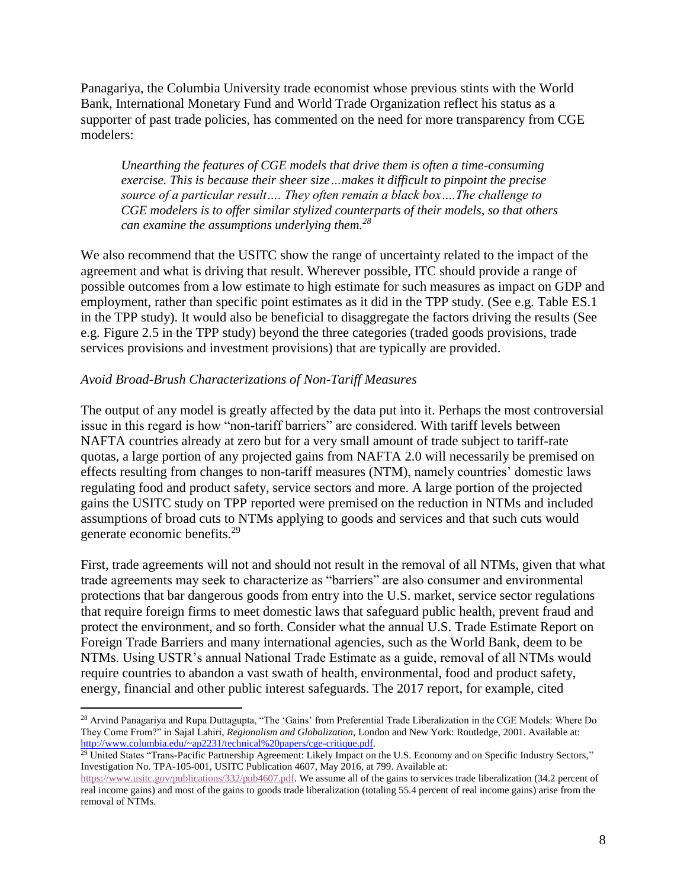Panagariya, the Columbia University trade economist whose previous stints with the World Bank, International Monetary Fund and World Trade Organization reflect his status as a supporter of past trade policies, has commented on the need for more transparency from CGE modelers:

> *Unearthing the features of CGE models that drive them is often a time-consuming exercise. This is because their sheer size…makes it difficult to pinpoint the precise source of a particular result…. They often remain a black box….The challenge to CGE modelers is to offer similar stylized counterparts of their models, so that others can examine the assumptions underlying them.*[28]

We also recommend that the USITC show the range of uncertainty related to the impact of the agreement and what is driving that result. Wherever possible, ITC should provide a range of possible outcomes from a low estimate to high estimate for such measures as impact on GDP and employment, rather than specific point estimates as it did in the TPP study. (See e.g. Table ES.1 in the TPP study). It would also be beneficial to disaggregate the factors driving the results (See e.g. Figure 2.5 in the TPP study) beyond the three categories (traded goods provisions, trade services provisions and investment provisions) that are typically are provided.

### *Avoid Broad-Brush Characterizations of Non-Tariff Measures*

The output of any model is greatly affected by the data put into it. Perhaps the most controversial issue in this regard is how "non-tariff barriers" are considered. With tariff levels between NAFTA countries already at zero but for a very small amount of trade subject to tariff-rate quotas, a large portion of any projected gains from NAFTA 2.0 will necessarily be premised on effects resulting from changes to non-tariff measures (NTM), namely countries' domestic laws regulating food and product safety, service sectors and more. A large portion of the projected gains the USITC study on TPP reported were premised on the reduction in NTMs and included assumptions of broad cuts to NTMs applying to goods and services and that such cuts would generate economic benefits.[29]

First, trade agreements will not and should not result in the removal of all NTMs, given that what trade agreements may seek to characterize as "barriers" are also consumer and environmental protections that bar dangerous goods from entry into the U.S. market, service sector regulations that require foreign firms to meet domestic laws that safeguard public health, prevent fraud and protect the environment, and so forth. Consider what the annual U.S. Trade Estimate Report on Foreign Trade Barriers and many international agencies, such as the World Bank, deem to be NTMs. Using USTR's annual National Trade Estimate as a guide, removal of all NTMs would require countries to abandon a vast swath of health, environmental, food and product safety, energy, financial and other public interest safeguards. The 2017 report, for example, cited

---

[28] Arvind Panagariya and Rupa Duttagupta, "The 'Gains' from Preferential Trade Liberalization in the CGE Models: Where Do They Come From?" in Sajal Lahiri, *Regionalism and Globalization*, London and New York: Routledge, 2001. Available at: http://www.columbia.edu/~ap2231/technical%20papers/cge-critique.pdf.

[29] United States "Trans-Pacific Partnership Agreement: Likely Impact on the U.S. Economy and on Specific Industry Sectors," Investigation No. TPA-105-001, USITC Publication 4607, May 2016, at 799. Available at: https://www.usitc.gov/publications/332/pub4607.pdf. We assume all of the gains to services trade liberalization (34.2 percent of real income gains) and most of the gains to goods trade liberalization (totaling 55.4 percent of real income gains) arise from the removal of NTMs.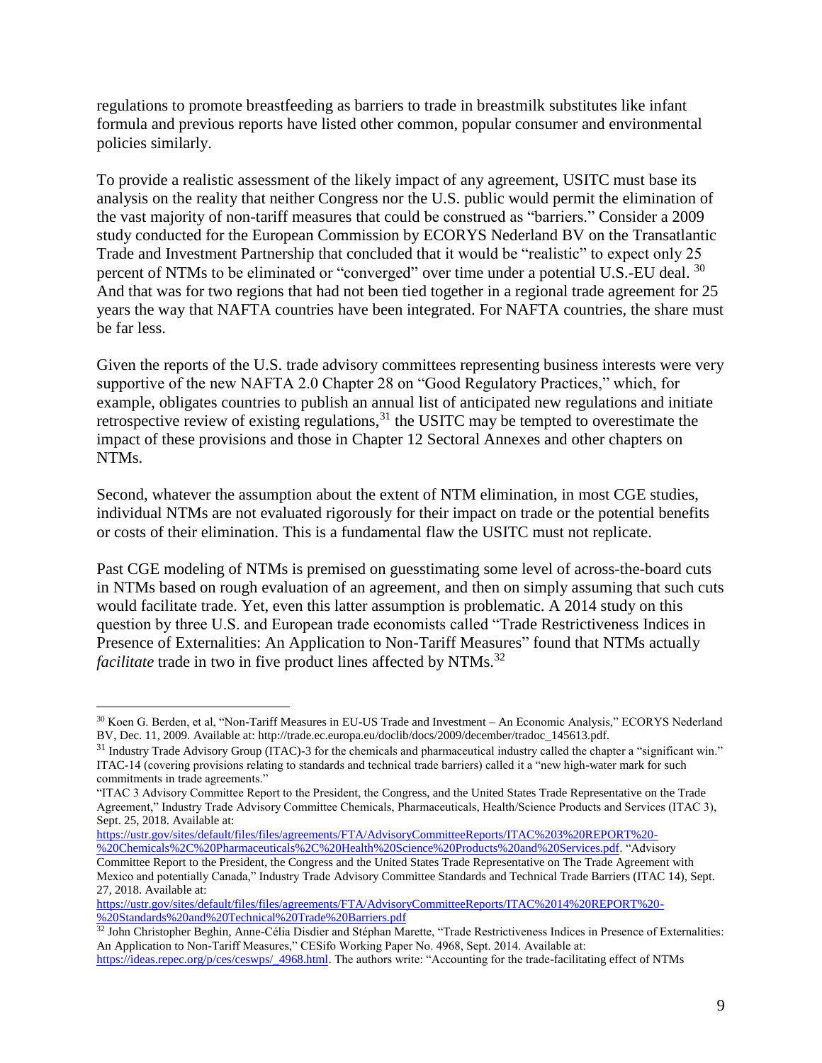regulations to promote breastfeeding as barriers to trade in breastmilk substitutes like infant formula and previous reports have listed other common, popular consumer and environmental policies similarly.

To provide a realistic assessment of the likely impact of any agreement, USITC must base its analysis on the reality that neither Congress nor the U.S. public would permit the elimination of the vast majority of non-tariff measures that could be construed as "barriers." Consider a 2009 study conducted for the European Commission by ECORYS Nederland BV on the Transatlantic Trade and Investment Partnership that concluded that it would be "realistic" to expect only 25 percent of NTMs to be eliminated or "converged" over time under a potential U.S.-EU deal. [30] And that was for two regions that had not been tied together in a regional trade agreement for 25 years the way that NAFTA countries have been integrated. For NAFTA countries, the share must be far less.

Given the reports of the U.S. trade advisory committees representing business interests were very supportive of the new NAFTA 2.0 Chapter 28 on "Good Regulatory Practices," which, for example, obligates countries to publish an annual list of anticipated new regulations and initiate retrospective review of existing regulations,[31] the USITC may be tempted to overestimate the impact of these provisions and those in Chapter 12 Sectoral Annexes and other chapters on NTMs.

Second, whatever the assumption about the extent of NTM elimination, in most CGE studies, individual NTMs are not evaluated rigorously for their impact on trade or the potential benefits or costs of their elimination. This is a fundamental flaw the USITC must not replicate.

Past CGE modeling of NTMs is premised on guesstimating some level of across-the-board cuts in NTMs based on rough evaluation of an agreement, and then on simply assuming that such cuts would facilitate trade. Yet, even this latter assumption is problematic. A 2014 study on this question by three U.S. and European trade economists called "Trade Restrictiveness Indices in Presence of Externalities: An Application to Non-Tariff Measures" found that NTMs actually *facilitate* trade in two in five product lines affected by NTMs.[32]

---

[30] Koen G. Berden, et al, "Non-Tariff Measures in EU-US Trade and Investment – An Economic Analysis," ECORYS Nederland BV, Dec. 11, 2009. Available at: http://trade.ec.europa.eu/doclib/docs/2009/december/tradoc_145613.pdf.

[31] Industry Trade Advisory Group (ITAC)-3 for the chemicals and pharmaceutical industry called the chapter a "significant win." ITAC-14 (covering provisions relating to standards and technical trade barriers) called it a "new high-water mark for such commitments in trade agreements."
"ITAC 3 Advisory Committee Report to the President, the Congress, and the United States Trade Representative on the Trade Agreement," Industry Trade Advisory Committee Chemicals, Pharmaceuticals, Health/Science Products and Services (ITAC 3), Sept. 25, 2018. Available at: https://ustr.gov/sites/default/files/files/agreements/FTA/AdvisoryCommitteeReports/ITAC%203%20REPORT%20-%20Chemicals%2C%20Pharmaceuticals%2C%20Health%20Science%20Products%20and%20Services.pdf. "Advisory Committee Report to the President, the Congress and the United States Trade Representative on The Trade Agreement with Mexico and potentially Canada," Industry Trade Advisory Committee Standards and Technical Trade Barriers (ITAC 14), Sept. 27, 2018. Available at: https://ustr.gov/sites/default/files/files/agreements/FTA/AdvisoryCommitteeReports/ITAC%2014%20REPORT%20-%20Standards%20and%20Technical%20Trade%20Barriers.pdf

[32] John Christopher Beghin, Anne-Célia Disdier and Stéphan Marette, "Trade Restrictiveness Indices in Presence of Externalities: An Application to Non-Tariff Measures," CESifo Working Paper No. 4968, Sept. 2014. Available at: https://ideas.repec.org/p/ces/ceswps/_4968.html. The authors write: "Accounting for the trade-facilitating effect of NTMs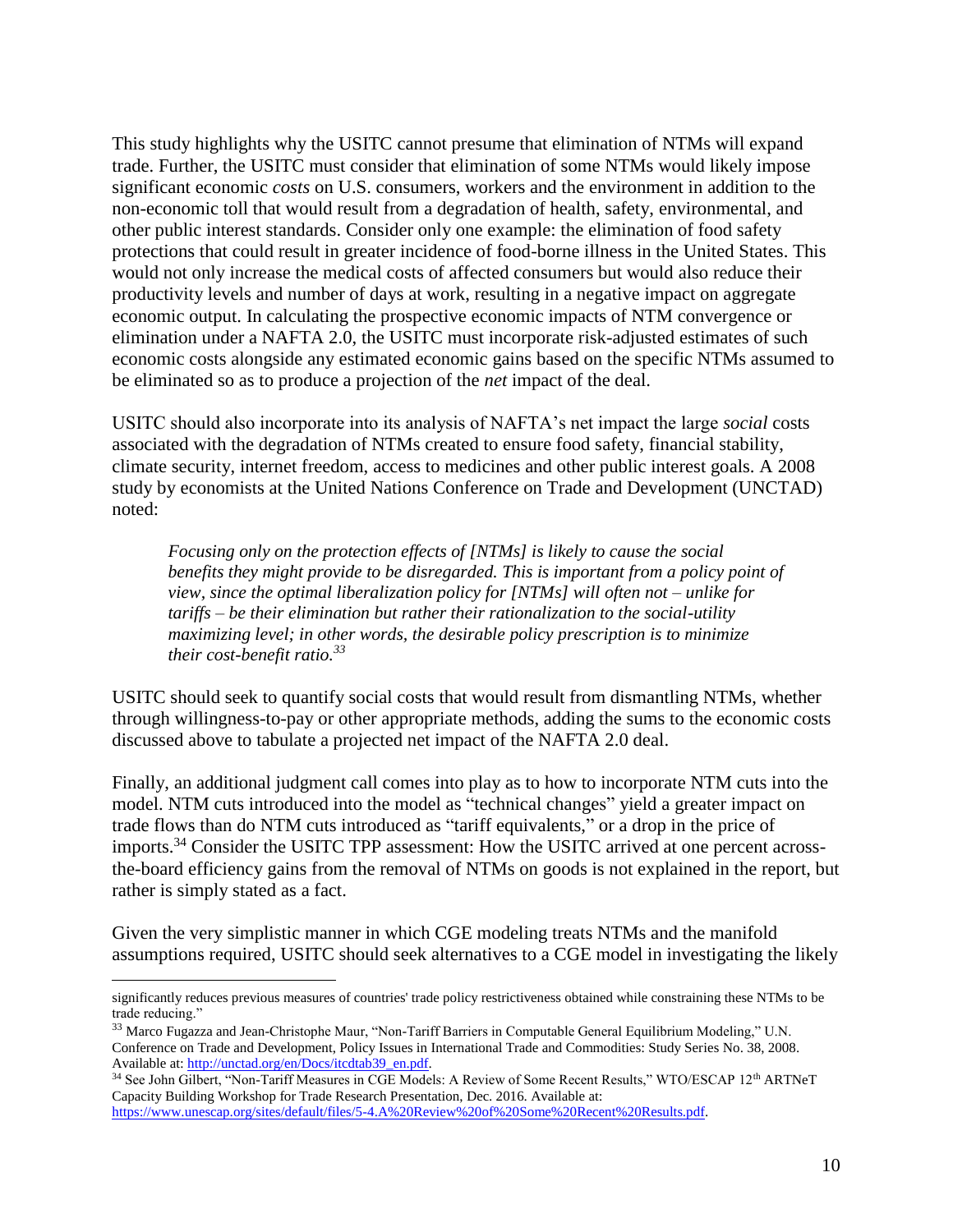This study highlights why the USITC cannot presume that elimination of NTMs will expand trade. Further, the USITC must consider that elimination of some NTMs would likely impose significant economic *costs* on U.S. consumers, workers and the environment in addition to the non-economic toll that would result from a degradation of health, safety, environmental, and other public interest standards. Consider only one example: the elimination of food safety protections that could result in greater incidence of food-borne illness in the United States. This would not only increase the medical costs of affected consumers but would also reduce their productivity levels and number of days at work, resulting in a negative impact on aggregate economic output. In calculating the prospective economic impacts of NTM convergence or elimination under a NAFTA 2.0, the USITC must incorporate risk-adjusted estimates of such economic costs alongside any estimated economic gains based on the specific NTMs assumed to be eliminated so as to produce a projection of the *net* impact of the deal.

USITC should also incorporate into its analysis of NAFTA's net impact the large *social* costs associated with the degradation of NTMs created to ensure food safety, financial stability, climate security, internet freedom, access to medicines and other public interest goals. A 2008 study by economists at the United Nations Conference on Trade and Development (UNCTAD) noted:

> *Focusing only on the protection effects of [NTMs] is likely to cause the social benefits they might provide to be disregarded. This is important from a policy point of view, since the optimal liberalization policy for [NTMs] will often not – unlike for tariffs – be their elimination but rather their rationalization to the social-utility maximizing level; in other words, the desirable policy prescription is to minimize their cost-benefit ratio.*[33]

USITC should seek to quantify social costs that would result from dismantling NTMs, whether through willingness-to-pay or other appropriate methods, adding the sums to the economic costs discussed above to tabulate a projected net impact of the NAFTA 2.0 deal.

Finally, an additional judgment call comes into play as to how to incorporate NTM cuts into the model. NTM cuts introduced into the model as "technical changes" yield a greater impact on trade flows than do NTM cuts introduced as "tariff equivalents," or a drop in the price of imports.[34] Consider the USITC TPP assessment: How the USITC arrived at one percent across-the-board efficiency gains from the removal of NTMs on goods is not explained in the report, but rather is simply stated as a fact.

Given the very simplistic manner in which CGE modeling treats NTMs and the manifold assumptions required, USITC should seek alternatives to a CGE model in investigating the likely

---

significantly reduces previous measures of countries' trade policy restrictiveness obtained while constraining these NTMs to be trade reducing."

[33] Marco Fugazza and Jean-Christophe Maur, "Non-Tariff Barriers in Computable General Equilibrium Modeling," U.N. Conference on Trade and Development, Policy Issues in International Trade and Commodities: Study Series No. 38, 2008. Available at: http://unctad.org/en/Docs/itcdtab39_en.pdf.

[34] See John Gilbert, "Non-Tariff Measures in CGE Models: A Review of Some Recent Results," WTO/ESCAP 12th ARTNeT Capacity Building Workshop for Trade Research Presentation, Dec. 2016. Available at: https://www.unescap.org/sites/default/files/5-4.A%20Review%20of%20Some%20Recent%20Results.pdf.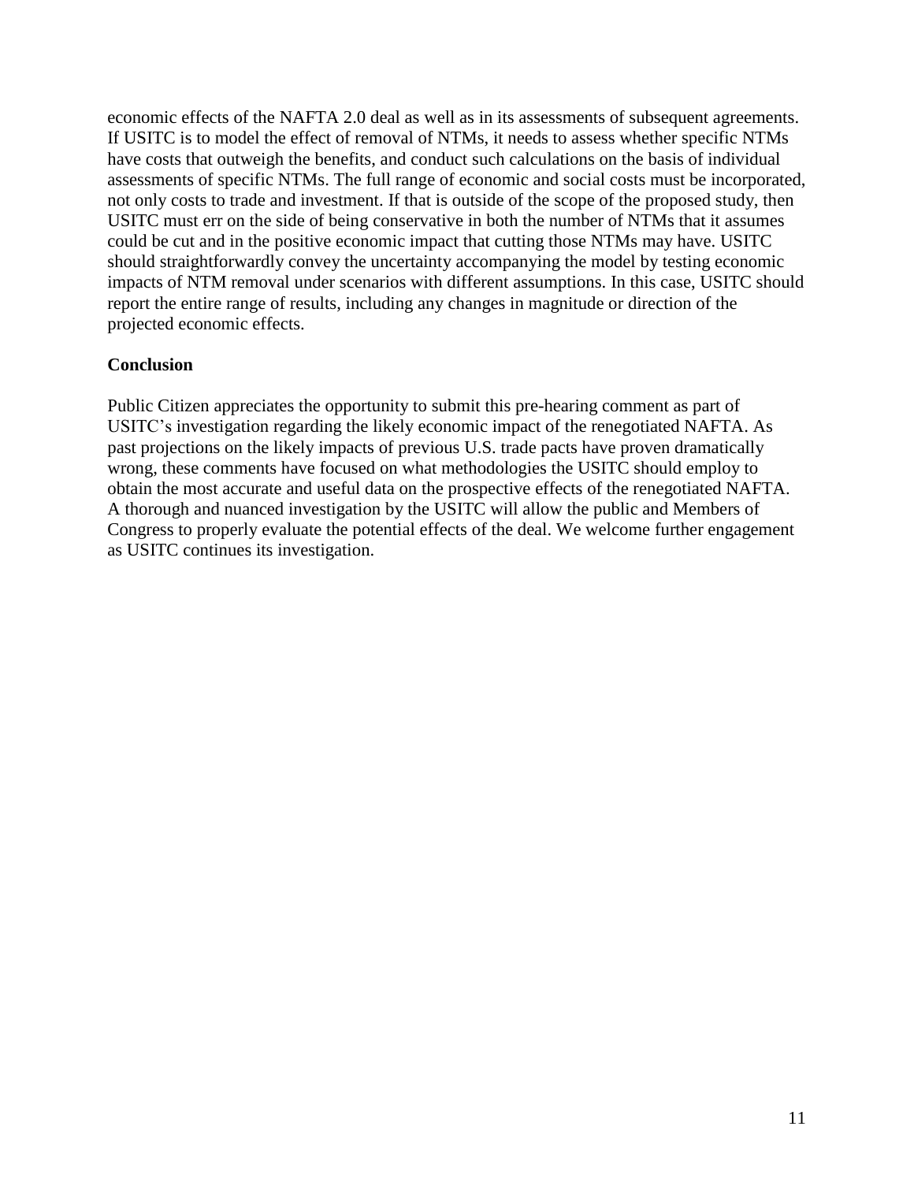economic effects of the NAFTA 2.0 deal as well as in its assessments of subsequent agreements. If USITC is to model the effect of removal of NTMs, it needs to assess whether specific NTMs have costs that outweigh the benefits, and conduct such calculations on the basis of individual assessments of specific NTMs. The full range of economic and social costs must be incorporated, not only costs to trade and investment. If that is outside of the scope of the proposed study, then USITC must err on the side of being conservative in both the number of NTMs that it assumes could be cut and in the positive economic impact that cutting those NTMs may have. USITC should straightforwardly convey the uncertainty accompanying the model by testing economic impacts of NTM removal under scenarios with different assumptions. In this case, USITC should report the entire range of results, including any changes in magnitude or direction of the projected economic effects.

**Conclusion**

Public Citizen appreciates the opportunity to submit this pre-hearing comment as part of USITC's investigation regarding the likely economic impact of the renegotiated NAFTA. As past projections on the likely impacts of previous U.S. trade pacts have proven dramatically wrong, these comments have focused on what methodologies the USITC should employ to obtain the most accurate and useful data on the prospective effects of the renegotiated NAFTA. A thorough and nuanced investigation by the USITC will allow the public and Members of Congress to properly evaluate the potential effects of the deal. We welcome further engagement as USITC continues its investigation.